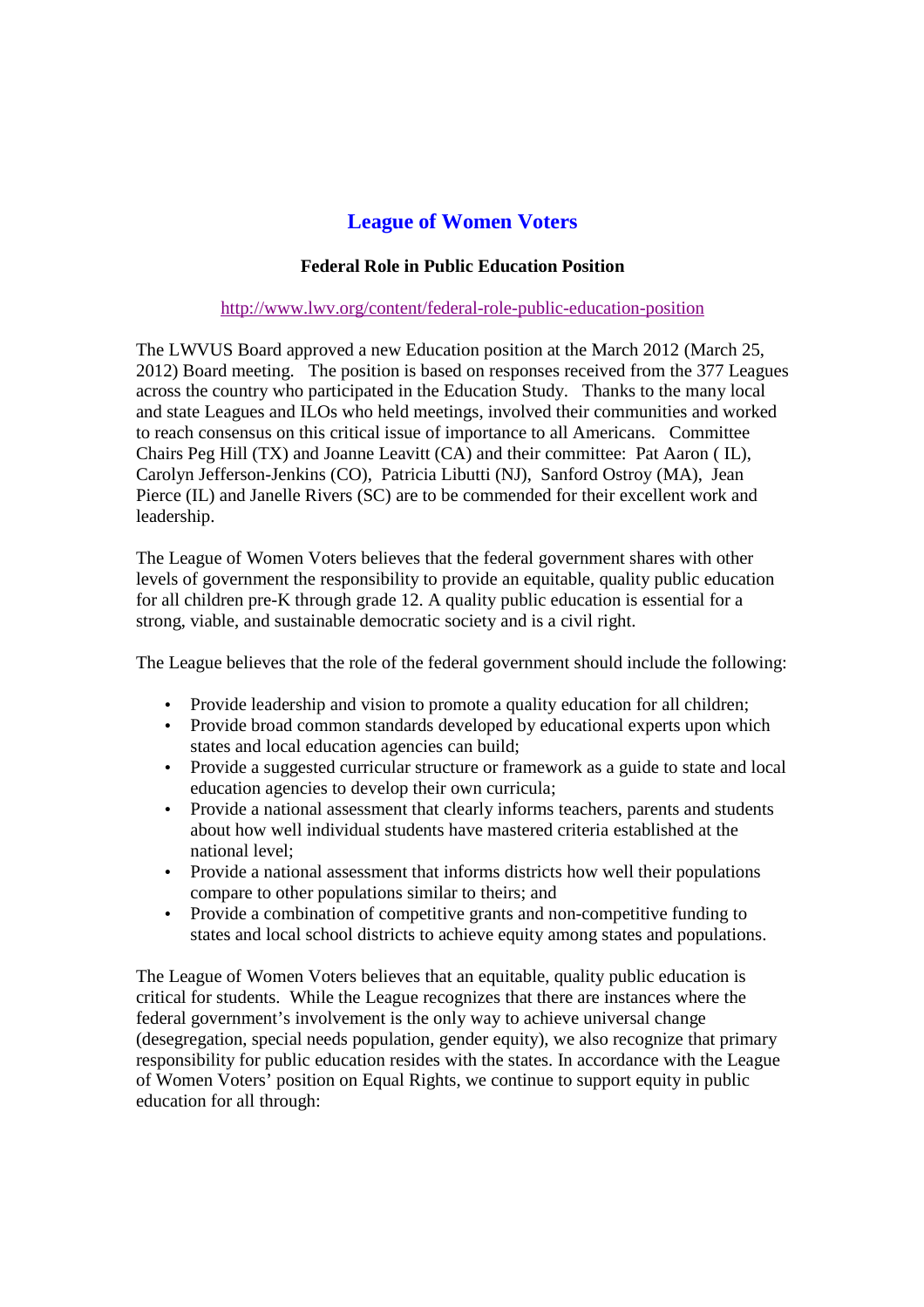# League of Women Voters

## Federal Role in Public Education Position

http://www.lwv.org/content/federal-role-public-education-position

The LWVUS Board approved a new Education position at the March 2012 (March 25, 2012) Board meeting. The position is based on responses received from the 377 Leagues across the country who participated in the Education Study. Thanks to the many local and state Leagues and ILOs who held meetings, involved their communities and worked to reach consensus on this critical issue of importance to all Americans. Committee Chairs Peg Hill (TX) and Joanne Leavitt (CA) and their committee: Pat Aaron ( IL), Carolyn Jefferson-Jenkins (CO), Patricia Libutti (NJ), Sanford Ostroy (MA), Jean Pierce (IL) and Janelle Rivers (SC) are to be commended for their excellent work and leadership.

The League of Women Voters believes that the federal government shares with other levels of government the responsibility to provide an equitable, quality public education for all children pre-K through grade 12. A quality public education is essential for a strong, viable, and sustainable democratic society and is a civil right.

The League believes that the role of the federal government should include the following:

- Provide leadership and vision to promote a quality education for all children;
- Provide broad common standards developed by educational experts upon which states and local education agencies can build;
- Provide a suggested curricular structure or framework as a guide to state and local education agencies to develop their own curricula;
- Provide a national assessment that clearly informs teachers, parents and students about how well individual students have mastered criteria established at the national level;
- Provide a national assessment that informs districts how well their populations compare to other populations similar to theirs; and
- Provide a combination of competitive grants and non-competitive funding to states and local school districts to achieve equity among states and populations.

The League of Women Voters believes that an equitable, quality public education is critical for students. While the League recognizes that there are instances where the federal government's involvement is the only way to achieve universal change (desegregation, special needs population, gender equity), we also recognize that primary responsibility for public education resides with the states. In accordance with the League of Women Voters' position on Equal Rights, we continue to support equity in public education for all through: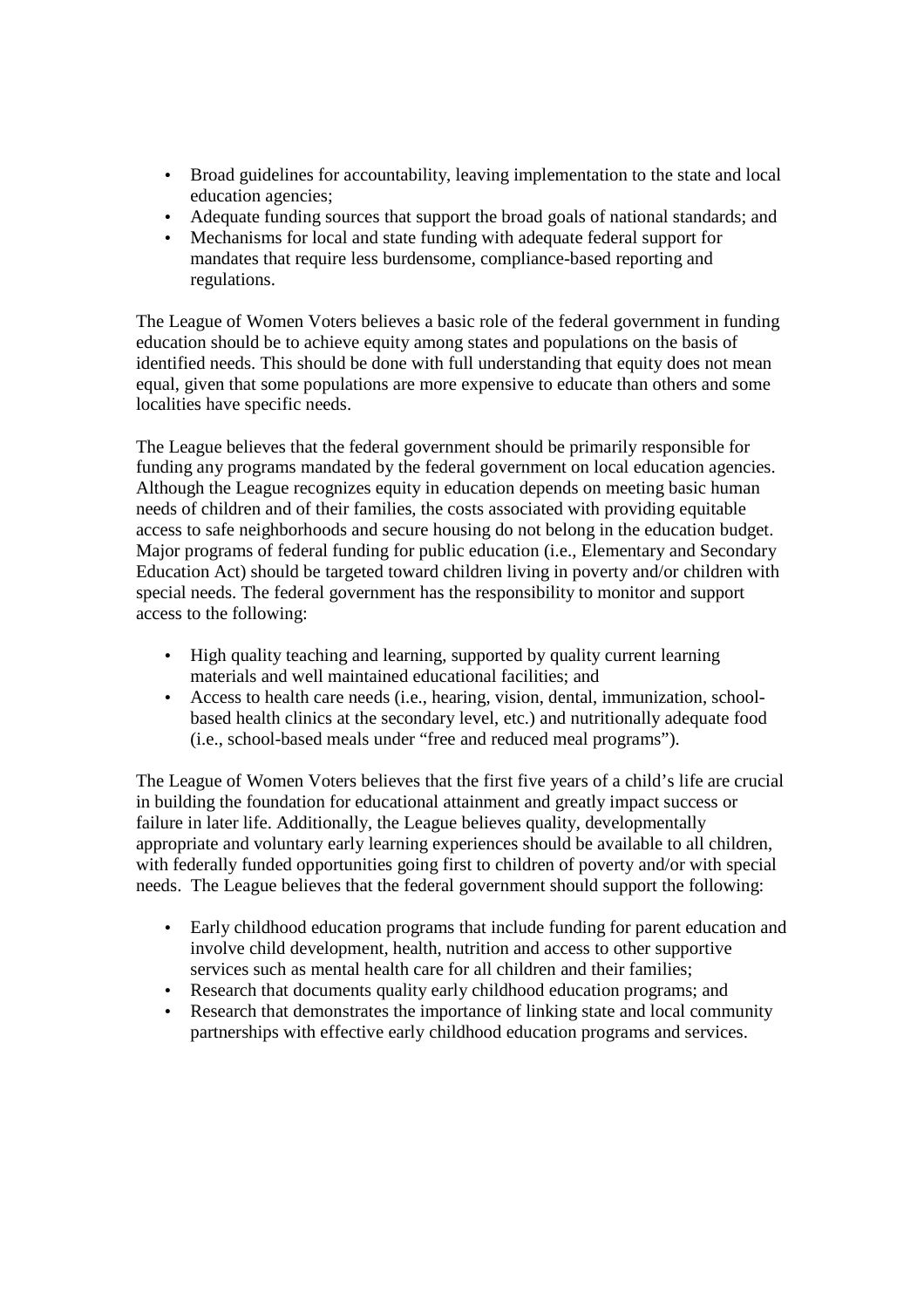- Broad guidelines for accountability, leaving implementation to the state and local education agencies;
- Adequate funding sources that support the broad goals of national standards; and
- Mechanisms for local and state funding with adequate federal support for mandates that require less burdensome, compliance-based reporting and regulations.

The League of Women Voters believes a basic role of the federal government in funding education should be to achieve equity among states and populations on the basis of identified needs. This should be done with full understanding that equity does not mean equal, given that some populations are more expensive to educate than others and some localities have specific needs.

The League believes that the federal government should be primarily responsible for funding any programs mandated by the federal government on local education agencies. Although the League recognizes equity in education depends on meeting basic human needs of children and of their families, the costs associated with providing equitable access to safe neighborhoods and secure housing do not belong in the education budget. Major programs of federal funding for public education (i.e., Elementary and Secondary Education Act) should be targeted toward children living in poverty and/or children with special needs. The federal government has the responsibility to monitor and support access to the following:

- High quality teaching and learning, supported by quality current learning materials and well maintained educational facilities; and
- Access to health care needs (i.e., hearing, vision, dental, immunization, school-based health clinics at the secondary level, etc.) and nutritionally adequate food (i.e., school-based meals under "free and reduced meal programs").

The League of Women Voters believes that the first five years of a child's life are crucial in building the foundation for educational attainment and greatly impact success or failure in later life. Additionally, the League believes quality, developmentally appropriate and voluntary early learning experiences should be available to all children, with federally funded opportunities going first to children of poverty and/or with special needs. The League believes that the federal government should support the following:

- Early childhood education programs that include funding for parent education and involve child development, health, nutrition and access to other supportive services such as mental health care for all children and their families;
- Research that documents quality early childhood education programs; and
- Research that demonstrates the importance of linking state and local community partnerships with effective early childhood education programs and services.